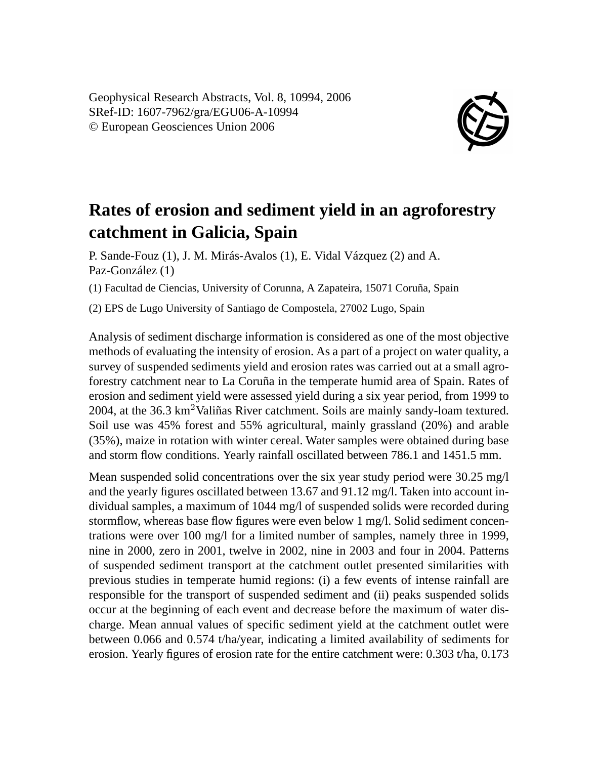Geophysical Research Abstracts, Vol. 8, 10994, 2006
SRef-ID: 1607-7962/gra/EGU06-A-10994
© European Geosciences Union 2006

# Rates of erosion and sediment yield in an agroforestry catchment in Galicia, Spain

P. Sande-Fouz (1), J. M. Mirás-Avalos (1), E. Vidal Vázquez (2) and A. Paz-González (1)

(1) Facultad de Ciencias, University of Corunna, A Zapateira, 15071 Coruña, Spain

(2) EPS de Lugo University of Santiago de Compostela, 27002 Lugo, Spain

Analysis of sediment discharge information is considered as one of the most objective methods of evaluating the intensity of erosion. As a part of a project on water quality, a survey of suspended sediments yield and erosion rates was carried out at a small agroforestry catchment near to La Coruña in the temperate humid area of Spain. Rates of erosion and sediment yield were assessed yield during a six year period, from 1999 to 2004, at the 36.3 $km^2$ Valiñas River catchment. Soils are mainly sandy-loam textured. Soil use was 45% forest and 55% agricultural, mainly grassland (20%) and arable (35%), maize in rotation with winter cereal. Water samples were obtained during base and storm flow conditions. Yearly rainfall oscillated between 786.1 and 1451.5 mm.

Mean suspended solid concentrations over the six year study period were 30.25 mg/l and the yearly figures oscillated between 13.67 and 91.12 mg/l. Taken into account individual samples, a maximum of 1044 mg/l of suspended solids were recorded during stormflow, whereas base flow figures were even below 1 mg/l. Solid sediment concentrations were over 100 mg/l for a limited number of samples, namely three in 1999, nine in 2000, zero in 2001, twelve in 2002, nine in 2003 and four in 2004. Patterns of suspended sediment transport at the catchment outlet presented similarities with previous studies in temperate humid regions: (i) a few events of intense rainfall are responsible for the transport of suspended sediment and (ii) peaks suspended solids occur at the beginning of each event and decrease before the maximum of water discharge. Mean annual values of specific sediment yield at the catchment outlet were between 0.066 and 0.574 t/ha/year, indicating a limited availability of sediments for erosion. Yearly figures of erosion rate for the entire catchment were: 0.303 t/ha, 0.173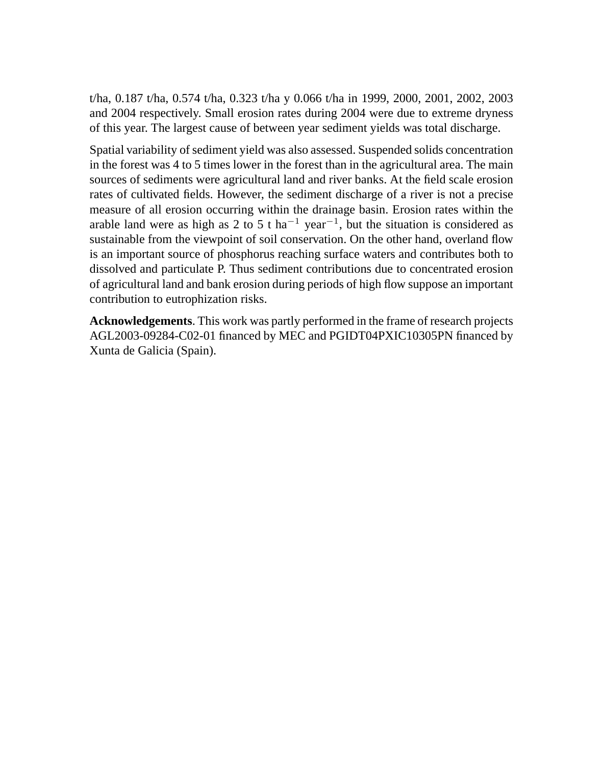t/ha, 0.187 t/ha, 0.574 t/ha, 0.323 t/ha y 0.066 t/ha in 1999, 2000, 2001, 2002, 2003 and 2004 respectively. Small erosion rates during 2004 were due to extreme dryness of this year. The largest cause of between year sediment yields was total discharge.

Spatial variability of sediment yield was also assessed. Suspended solids concentration in the forest was 4 to 5 times lower in the forest than in the agricultural area. The main sources of sediments were agricultural land and river banks. At the field scale erosion rates of cultivated fields. However, the sediment discharge of a river is not a precise measure of all erosion occurring within the drainage basin. Erosion rates within the arable land were as high as 2 to 5 t ha$^{-1}$ year$^{-1}$, but the situation is considered as sustainable from the viewpoint of soil conservation. On the other hand, overland flow is an important source of phosphorus reaching surface waters and contributes both to dissolved and particulate P. Thus sediment contributions due to concentrated erosion of agricultural land and bank erosion during periods of high flow suppose an important contribution to eutrophization risks.

**Acknowledgements**. This work was partly performed in the frame of research projects AGL2003-09284-C02-01 financed by MEC and PGIDT04PXIC10305PN financed by Xunta de Galicia (Spain).